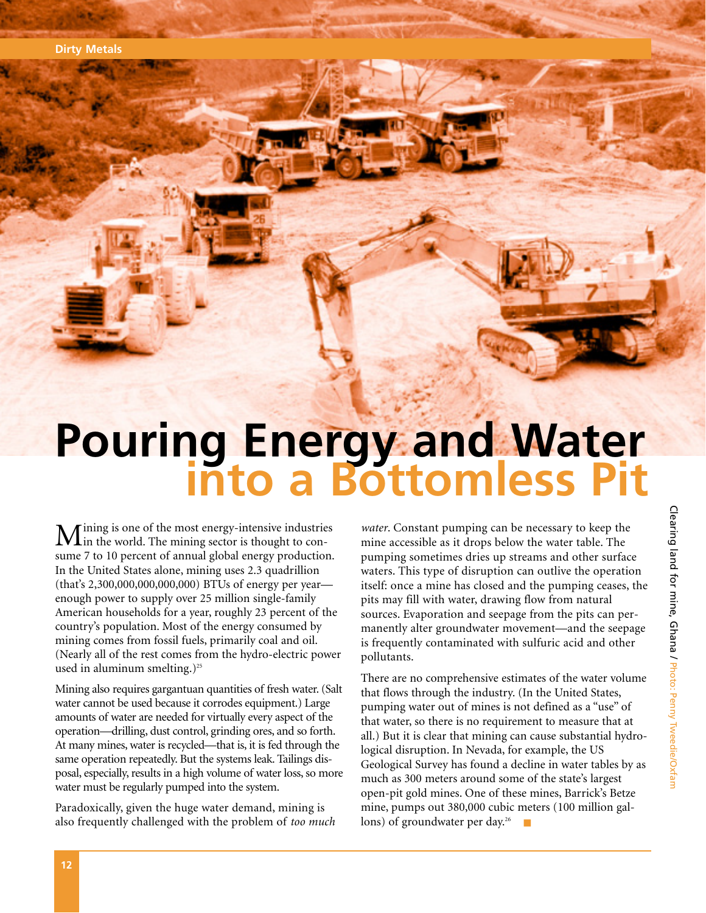# Pouring Energy and Water into a Bottomless Pit

Mining is one of the most energy-intensive industries in the world. The mining sector is thought to consume 7 to 10 percent of annual global energy production. In the United States alone, mining uses 2.3 quadrillion (that's 2,300,000,000,000,000) BTUs of energy per year—enough power to supply over 25 million single-family American households for a year, roughly 23 percent of the country's population. Most of the energy consumed by mining comes from fossil fuels, primarily coal and oil. (Nearly all of the rest comes from the hydro-electric power used in aluminum smelting.)[25]

Mining also requires gargantuan quantities of fresh water. (Salt water cannot be used because it corrodes equipment.) Large amounts of water are needed for virtually every aspect of the operation—drilling, dust control, grinding ores, and so forth. At many mines, water is recycled—that is, it is fed through the same operation repeatedly. But the systems leak. Tailings disposal, especially, results in a high volume of water loss, so more water must be regularly pumped into the system.

Paradoxically, given the huge water demand, mining is also frequently challenged with the problem of *too much water*. Constant pumping can be necessary to keep the mine accessible as it drops below the water table. The pumping sometimes dries up streams and other surface waters. This type of disruption can outlive the operation itself: once a mine has closed and the pumping ceases, the pits may fill with water, drawing flow from natural sources. Evaporation and seepage from the pits can permanently alter groundwater movement—and the seepage is frequently contaminated with sulfuric acid and other pollutants.

There are no comprehensive estimates of the water volume that flows through the industry. (In the United States, pumping water out of mines is not defined as a "use" of that water, so there is no requirement to measure that at all.) But it is clear that mining can cause substantial hydrological disruption. In Nevada, for example, the US Geological Survey has found a decline in water tables by as much as 300 meters around some of the state's largest open-pit gold mines. One of these mines, Barrick's Betze mine, pumps out 380,000 cubic meters (100 million gallons) of groundwater per day.[26]

Clearing land for mine, Ghana / Photo: Penny Tweedie/Oxfam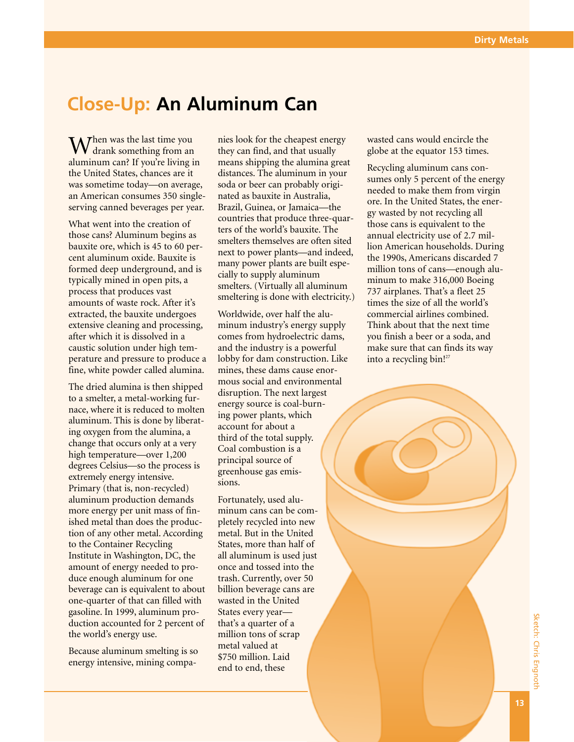# Close-Up: An Aluminum Can

When was the last time you drank something from an aluminum can? If you're living in the United States, chances are it was sometime today—on average, an American consumes 350 single-serving canned beverages per year.

What went into the creation of those cans? Aluminum begins as bauxite ore, which is 45 to 60 percent aluminum oxide. Bauxite is formed deep underground, and is typically mined in open pits, a process that produces vast amounts of waste rock. After it's extracted, the bauxite undergoes extensive cleaning and processing, after which it is dissolved in a caustic solution under high temperature and pressure to produce a fine, white powder called alumina.

The dried alumina is then shipped to a smelter, a metal-working furnace, where it is reduced to molten aluminum. This is done by liberating oxygen from the alumina, a change that occurs only at a very high temperature—over 1,200 degrees Celsius—so the process is extremely energy intensive. Primary (that is, non-recycled) aluminum production demands more energy per unit mass of finished metal than does the production of any other metal. According to the Container Recycling Institute in Washington, DC, the amount of energy needed to produce enough aluminum for one beverage can is equivalent to about one-quarter of that can filled with gasoline. In 1999, aluminum production accounted for 2 percent of the world's energy use.

Because aluminum smelting is so energy intensive, mining companies look for the cheapest energy they can find, and that usually means shipping the alumina great distances. The aluminum in your soda or beer can probably originated as bauxite in Australia, Brazil, Guinea, or Jamaica—the countries that produce three-quarters of the world's bauxite. The smelters themselves are often sited next to power plants—and indeed, many power plants are built especially to supply aluminum smelters. (Virtually all aluminum smeltering is done with electricity.)

Worldwide, over half the aluminum industry's energy supply comes from hydroelectric dams, and the industry is a powerful lobby for dam construction. Like mines, these dams cause enormous social and environmental disruption. The next largest energy source is coal-burning power plants, which account for about a third of the total supply. Coal combustion is a principal source of greenhouse gas emissions.

Fortunately, used aluminum cans can be completely recycled into new metal. But in the United States, more than half of all aluminum is used just once and tossed into the trash. Currently, over 50 billion beverage cans are wasted in the United States every year—that's a quarter of a million tons of scrap metal valued at $750 million. Laid end to end, these wasted cans would encircle the globe at the equator 153 times.

Recycling aluminum cans consumes only 5 percent of the energy needed to make them from virgin ore. In the United States, the energy wasted by not recycling all those cans is equivalent to the annual electricity use of 2.7 million American households. During the 1990s, Americans discarded 7 million tons of cans—enough aluminum to make 316,000 Boeing 737 airplanes. That's a fleet 25 times the size of all the world's commercial airlines combined. Think about that the next time you finish a beer or a soda, and make sure that can finds its way into a recycling bin![27]

Sketch: Chris Engnoth